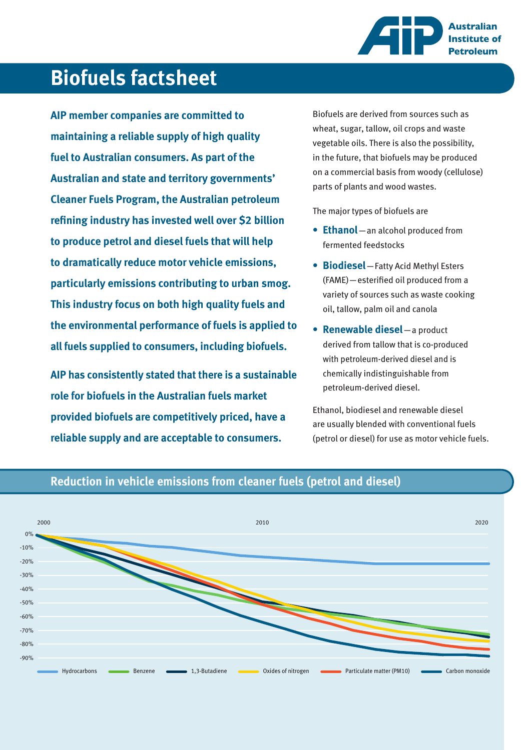Australian Institute of Petroleum

# Biofuels factsheet

**AIP member companies are committed to maintaining a reliable supply of high quality fuel to Australian consumers. As part of the Australian and state and territory governments' Cleaner Fuels Program, the Australian petroleum refining industry has invested well over $2 billion to produce petrol and diesel fuels that will help to dramatically reduce motor vehicle emissions, particularly emissions contributing to urban smog. This industry focus on both high quality fuels and the environmental performance of fuels is applied to all fuels supplied to consumers, including biofuels.**

**AIP has consistently stated that there is a sustainable role for biofuels in the Australian fuels market provided biofuels are competitively priced, have a reliable supply and are acceptable to consumers.**

Biofuels are derived from sources such as wheat, sugar, tallow, oil crops and waste vegetable oils. There is also the possibility, in the future, that biofuels may be produced on a commercial basis from woody (cellulose) parts of plants and wood wastes.

The major types of biofuels are

- **Ethanol** — an alcohol produced from fermented feedstocks
- **Biodiesel** — Fatty Acid Methyl Esters (FAME) — esterified oil produced from a variety of sources such as waste cooking oil, tallow, palm oil and canola
- **Renewable diesel** — a product derived from tallow that is co-produced with petroleum-derived diesel and is chemically indistinguishable from petroleum-derived diesel.

Ethanol, biodiesel and renewable diesel are usually blended with conventional fuels (petrol or diesel) for use as motor vehicle fuels.

## Reduction in vehicle emissions from cleaner fuels (petrol and diesel)

2000 — 2010 — 2020

0% · -10% · -20% · -30% · -40% · -50% · -60% · -70% · -80% · -90%

Hydrocarbons · Benzene · 1,3-Butadiene · Oxides of nitrogen · Particulate matter (PM10) · Carbon monoxide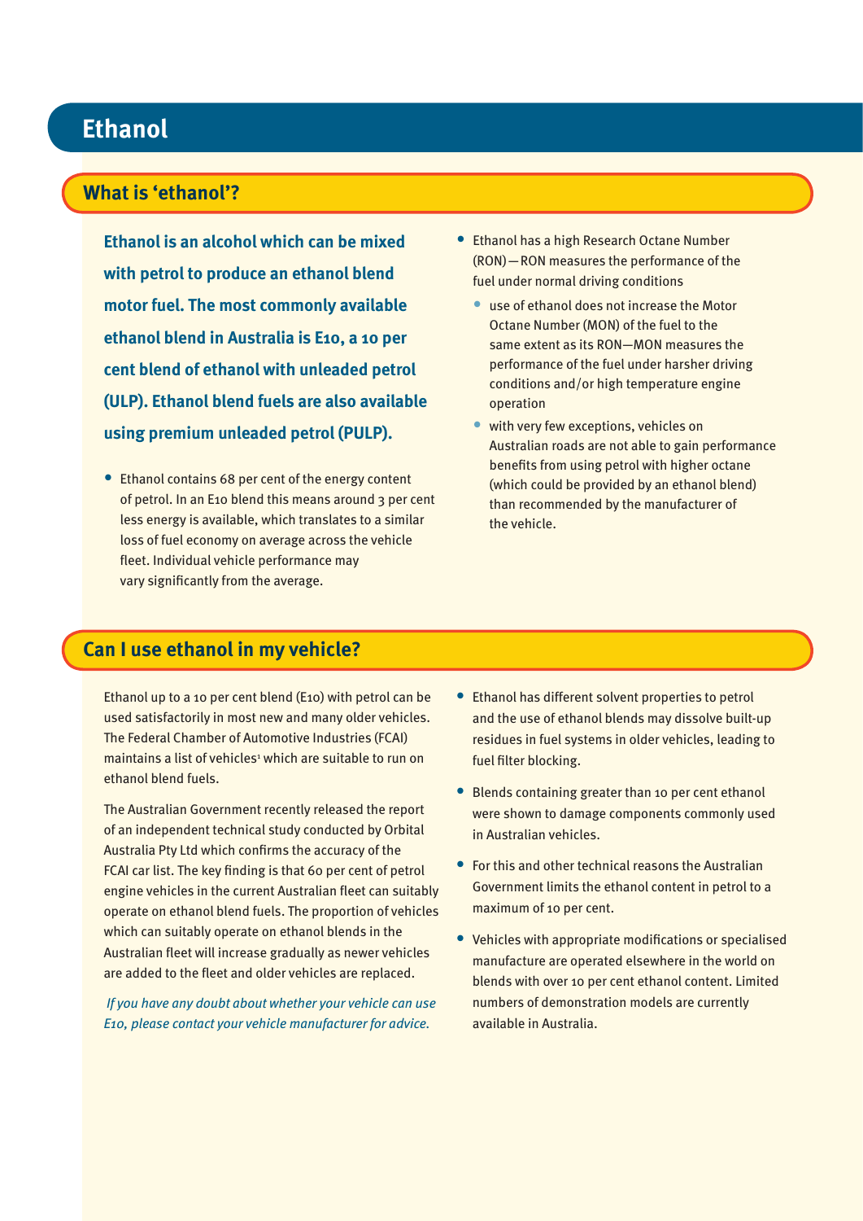# Ethanol

## What is 'ethanol'?

**Ethanol is an alcohol which can be mixed with petrol to produce an ethanol blend motor fuel. The most commonly available ethanol blend in Australia is E10, a 10 per cent blend of ethanol with unleaded petrol (ULP). Ethanol blend fuels are also available using premium unleaded petrol (PULP).**

- Ethanol contains 68 per cent of the energy content of petrol. In an E10 blend this means around 3 per cent less energy is available, which translates to a similar loss of fuel economy on average across the vehicle fleet. Individual vehicle performance may vary significantly from the average.
- Ethanol has a high Research Octane Number (RON)—RON measures the performance of the fuel under normal driving conditions
  - use of ethanol does not increase the Motor Octane Number (MON) of the fuel to the same extent as its RON—MON measures the performance of the fuel under harsher driving conditions and/or high temperature engine operation
  - with very few exceptions, vehicles on Australian roads are not able to gain performance benefits from using petrol with higher octane (which could be provided by an ethanol blend) than recommended by the manufacturer of the vehicle.

## Can I use ethanol in my vehicle?

Ethanol up to a 10 per cent blend (E10) with petrol can be used satisfactorily in most new and many older vehicles. The Federal Chamber of Automotive Industries (FCAI) maintains a list of vehicles[1] which are suitable to run on ethanol blend fuels.

The Australian Government recently released the report of an independent technical study conducted by Orbital Australia Pty Ltd which confirms the accuracy of the FCAI car list. The key finding is that 60 per cent of petrol engine vehicles in the current Australian fleet can suitably operate on ethanol blend fuels. The proportion of vehicles which can suitably operate on ethanol blends in the Australian fleet will increase gradually as newer vehicles are added to the fleet and older vehicles are replaced.

*If you have any doubt about whether your vehicle can use E10, please contact your vehicle manufacturer for advice.*

- Ethanol has different solvent properties to petrol and the use of ethanol blends may dissolve built-up residues in fuel systems in older vehicles, leading to fuel filter blocking.
- Blends containing greater than 10 per cent ethanol were shown to damage components commonly used in Australian vehicles.
- For this and other technical reasons the Australian Government limits the ethanol content in petrol to a maximum of 10 per cent.
- Vehicles with appropriate modifications or specialised manufacture are operated elsewhere in the world on blends with over 10 per cent ethanol content. Limited numbers of demonstration models are currently available in Australia.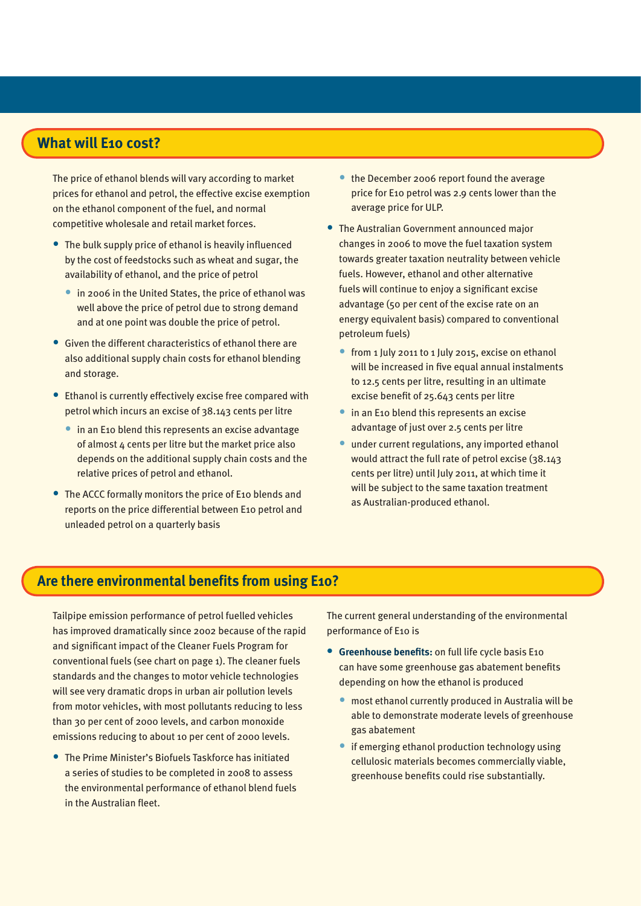## What will E10 cost?

The price of ethanol blends will vary according to market prices for ethanol and petrol, the effective excise exemption on the ethanol component of the fuel, and normal competitive wholesale and retail market forces.

- The bulk supply price of ethanol is heavily influenced by the cost of feedstocks such as wheat and sugar, the availability of ethanol, and the price of petrol
  - in 2006 in the United States, the price of ethanol was well above the price of petrol due to strong demand and at one point was double the price of petrol.
- Given the different characteristics of ethanol there are also additional supply chain costs for ethanol blending and storage.
- Ethanol is currently effectively excise free compared with petrol which incurs an excise of 38.143 cents per litre
  - in an E10 blend this represents an excise advantage of almost 4 cents per litre but the market price also depends on the additional supply chain costs and the relative prices of petrol and ethanol.
- The ACCC formally monitors the price of E10 blends and reports on the price differential between E10 petrol and unleaded petrol on a quarterly basis
  - the December 2006 report found the average price for E10 petrol was 2.9 cents lower than the average price for ULP.
- The Australian Government announced major changes in 2006 to move the fuel taxation system towards greater taxation neutrality between vehicle fuels. However, ethanol and other alternative fuels will continue to enjoy a significant excise advantage (50 per cent of the excise rate on an energy equivalent basis) compared to conventional petroleum fuels)
  - from 1 July 2011 to 1 July 2015, excise on ethanol will be increased in five equal annual instalments to 12.5 cents per litre, resulting in an ultimate excise benefit of 25.643 cents per litre
  - in an E10 blend this represents an excise advantage of just over 2.5 cents per litre
  - under current regulations, any imported ethanol would attract the full rate of petrol excise (38.143 cents per litre) until July 2011, at which time it will be subject to the same taxation treatment as Australian-produced ethanol.

## Are there environmental benefits from using E10?

Tailpipe emission performance of petrol fuelled vehicles has improved dramatically since 2002 because of the rapid and significant impact of the Cleaner Fuels Program for conventional fuels (see chart on page 1). The cleaner fuels standards and the changes to motor vehicle technologies will see very dramatic drops in urban air pollution levels from motor vehicles, with most pollutants reducing to less than 30 per cent of 2000 levels, and carbon monoxide emissions reducing to about 10 per cent of 2000 levels.

- The Prime Minister's Biofuels Taskforce has initiated a series of studies to be completed in 2008 to assess the environmental performance of ethanol blend fuels in the Australian fleet.

The current general understanding of the environmental performance of E10 is

- **Greenhouse benefits:** on full life cycle basis E10 can have some greenhouse gas abatement benefits depending on how the ethanol is produced
  - most ethanol currently produced in Australia will be able to demonstrate moderate levels of greenhouse gas abatement
  - if emerging ethanol production technology using cellulosic materials becomes commercially viable, greenhouse benefits could rise substantially.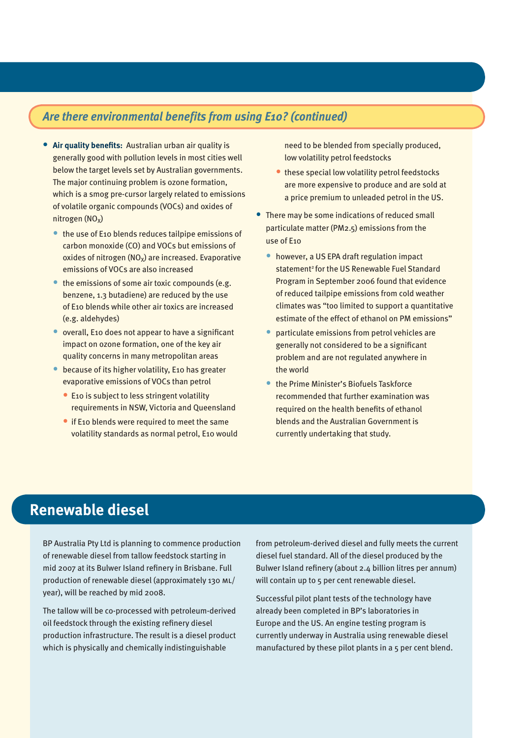## *Are there environmental benefits from using E10? (continued)*

- **Air quality benefits:** Australian urban air quality is generally good with pollution levels in most cities well below the target levels set by Australian governments. The major continuing problem is ozone formation, which is a smog pre-cursor largely related to emissions of volatile organic compounds (VOCs) and oxides of nitrogen ($NO_X$)
  - the use of E10 blends reduces tailpipe emissions of carbon monoxide (CO) and VOCs but emissions of oxides of nitrogen ($NO_X$) are increased. Evaporative emissions of VOCs are also increased
  - the emissions of some air toxic compounds (e.g. benzene, 1.3 butadiene) are reduced by the use of E10 blends while other air toxics are increased (e.g. aldehydes)
  - overall, E10 does not appear to have a significant impact on ozone formation, one of the key air quality concerns in many metropolitan areas
  - because of its higher volatility, E10 has greater evaporative emissions of VOCs than petrol
    - E10 is subject to less stringent volatility requirements in NSW, Victoria and Queensland
    - if E10 blends were required to meet the same volatility standards as normal petrol, E10 would need to be blended from specially produced, low volatility petrol feedstocks
    - these special low volatility petrol feedstocks are more expensive to produce and are sold at a price premium to unleaded petrol in the US.
- There may be some indications of reduced small particulate matter (PM2.5) emissions from the use of E10
  - however, a US EPA draft regulation impact statement[2] for the US Renewable Fuel Standard Program in September 2006 found that evidence of reduced tailpipe emissions from cold weather climates was "too limited to support a quantitative estimate of the effect of ethanol on PM emissions"
  - particulate emissions from petrol vehicles are generally not considered to be a significant problem and are not regulated anywhere in the world
  - the Prime Minister's Biofuels Taskforce recommended that further examination was required on the health benefits of ethanol blends and the Australian Government is currently undertaking that study.

## Renewable diesel

BP Australia Pty Ltd is planning to commence production of renewable diesel from tallow feedstock starting in mid 2007 at its Bulwer Island refinery in Brisbane. Full production of renewable diesel (approximately 130 ML/year), will be reached by mid 2008.

The tallow will be co-processed with petroleum-derived oil feedstock through the existing refinery diesel production infrastructure. The result is a diesel product which is physically and chemically indistinguishable from petroleum-derived diesel and fully meets the current diesel fuel standard. All of the diesel produced by the Bulwer Island refinery (about 2.4 billion litres per annum) will contain up to 5 per cent renewable diesel.

Successful pilot plant tests of the technology have already been completed in BP's laboratories in Europe and the US. An engine testing program is currently underway in Australia using renewable diesel manufactured by these pilot plants in a 5 per cent blend.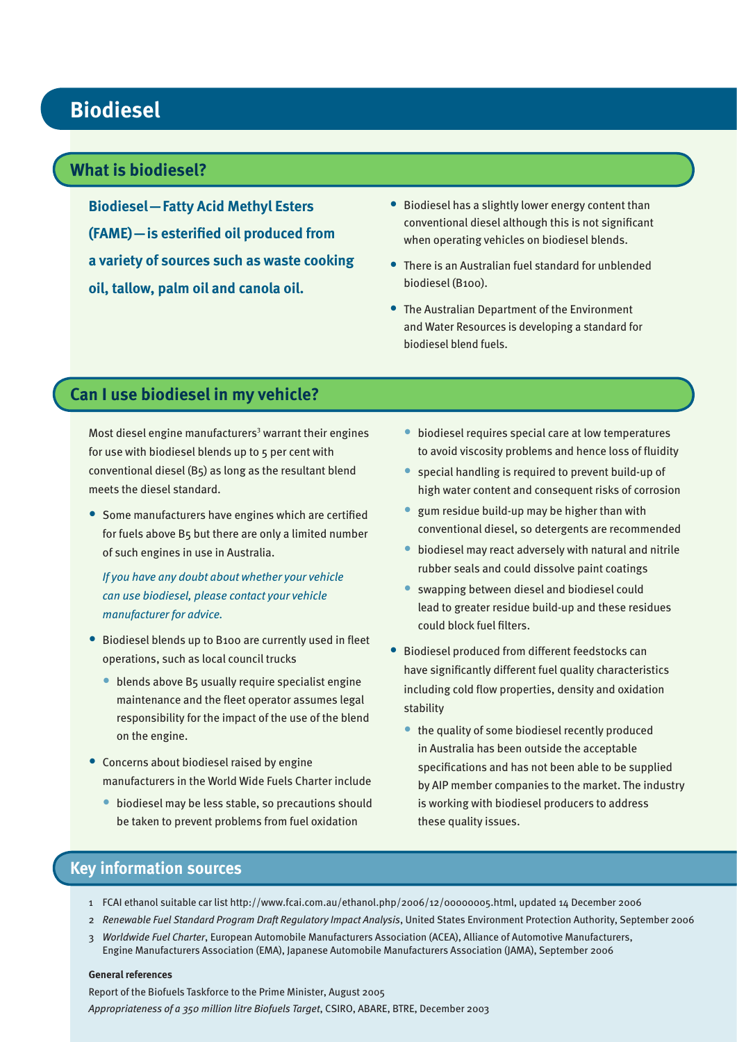# Biodiesel

## What is biodiesel?

**Biodiesel—Fatty Acid Methyl Esters (FAME)—is esterified oil produced from a variety of sources such as waste cooking oil, tallow, palm oil and canola oil.**

- Biodiesel has a slightly lower energy content than conventional diesel although this is not significant when operating vehicles on biodiesel blends.
- There is an Australian fuel standard for unblended biodiesel (B100).
- The Australian Department of the Environment and Water Resources is developing a standard for biodiesel blend fuels.

## Can I use biodiesel in my vehicle?

Most diesel engine manufacturers[3] warrant their engines for use with biodiesel blends up to 5 per cent with conventional diesel (B5) as long as the resultant blend meets the diesel standard.

- Some manufacturers have engines which are certified for fuels above B5 but there are only a limited number of such engines in use in Australia.

  *If you have any doubt about whether your vehicle can use biodiesel, please contact your vehicle manufacturer for advice.*

- Biodiesel blends up to B100 are currently used in fleet operations, such as local council trucks
  - blends above B5 usually require specialist engine maintenance and the fleet operator assumes legal responsibility for the impact of the use of the blend on the engine.
- Concerns about biodiesel raised by engine manufacturers in the World Wide Fuels Charter include
  - biodiesel may be less stable, so precautions should be taken to prevent problems from fuel oxidation
  - biodiesel requires special care at low temperatures to avoid viscosity problems and hence loss of fluidity
  - special handling is required to prevent build-up of high water content and consequent risks of corrosion
  - gum residue build-up may be higher than with conventional diesel, so detergents are recommended
  - biodiesel may react adversely with natural and nitrile rubber seals and could dissolve paint coatings
  - swapping between diesel and biodiesel could lead to greater residue build-up and these residues could block fuel filters.
- Biodiesel produced from different feedstocks can have significantly different fuel quality characteristics including cold flow properties, density and oxidation stability
  - the quality of some biodiesel recently produced in Australia has been outside the acceptable specifications and has not been able to be supplied by AIP member companies to the market. The industry is working with biodiesel producers to address these quality issues.

## Key information sources

1. FCAI ethanol suitable car list http://www.fcai.com.au/ethanol.php/2006/12/00000005.html, updated 14 December 2006
2. *Renewable Fuel Standard Program Draft Regulatory Impact Analysis*, United States Environment Protection Authority, September 2006
3. *Worldwide Fuel Charter*, European Automobile Manufacturers Association (ACEA), Alliance of Automotive Manufacturers, Engine Manufacturers Association (EMA), Japanese Automobile Manufacturers Association (JAMA), September 2006

**General references**

Report of the Biofuels Taskforce to the Prime Minister, August 2005

*Appropriateness of a 350 million litre Biofuels Target*, CSIRO, ABARE, BTRE, December 2003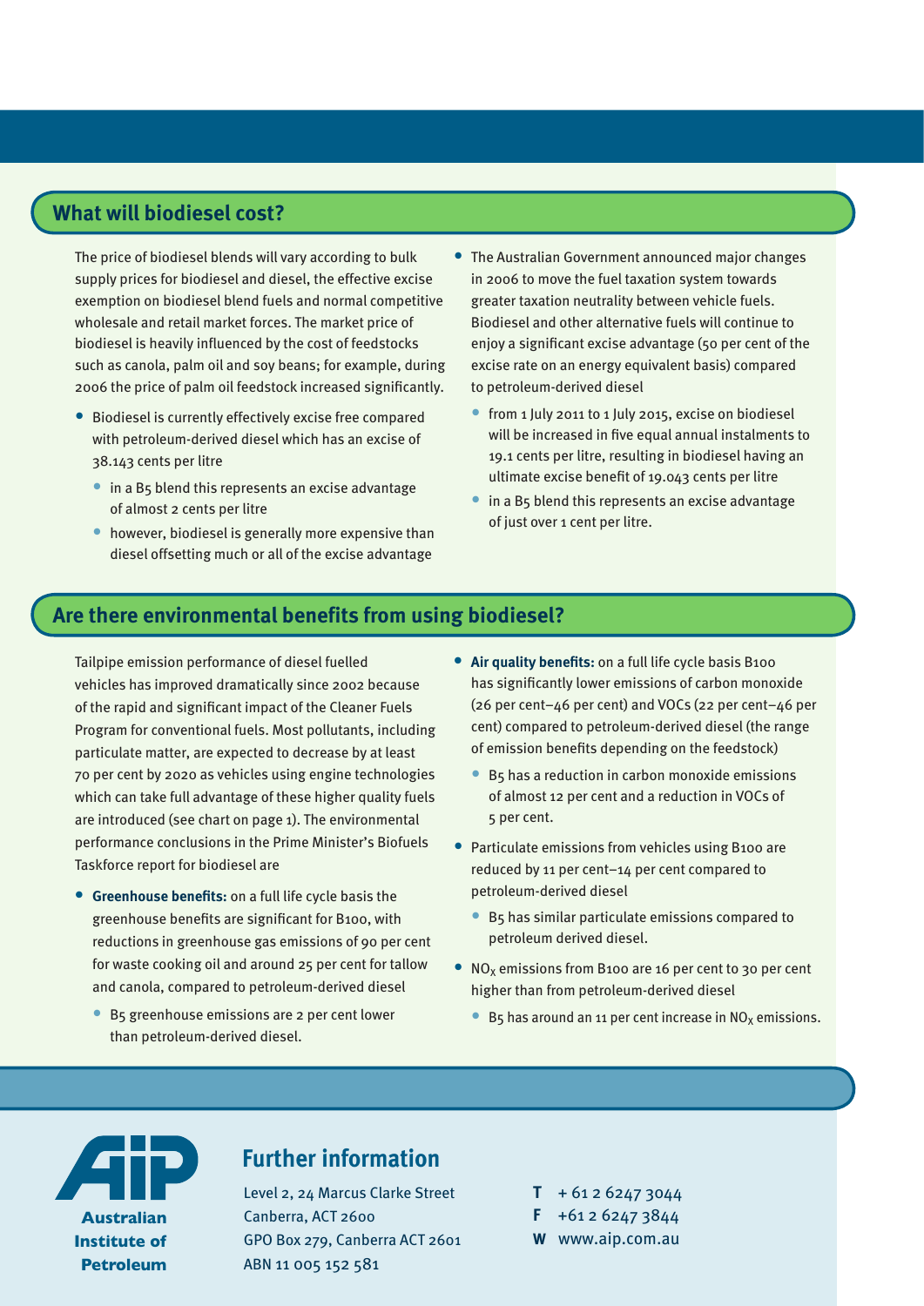## What will biodiesel cost?

The price of biodiesel blends will vary according to bulk supply prices for biodiesel and diesel, the effective excise exemption on biodiesel blend fuels and normal competitive wholesale and retail market forces. The market price of biodiesel is heavily influenced by the cost of feedstocks such as canola, palm oil and soy beans; for example, during 2006 the price of palm oil feedstock increased significantly.

- Biodiesel is currently effectively excise free compared with petroleum-derived diesel which has an excise of 38.143 cents per litre
  - in a B5 blend this represents an excise advantage of almost 2 cents per litre
  - however, biodiesel is generally more expensive than diesel offsetting much or all of the excise advantage
- The Australian Government announced major changes in 2006 to move the fuel taxation system towards greater taxation neutrality between vehicle fuels. Biodiesel and other alternative fuels will continue to enjoy a significant excise advantage (50 per cent of the excise rate on an energy equivalent basis) compared to petroleum-derived diesel
  - from 1 July 2011 to 1 July 2015, excise on biodiesel will be increased in five equal annual instalments to 19.1 cents per litre, resulting in biodiesel having an ultimate excise benefit of 19.043 cents per litre
  - in a B5 blend this represents an excise advantage of just over 1 cent per litre.

## Are there environmental benefits from using biodiesel?

Tailpipe emission performance of diesel fuelled vehicles has improved dramatically since 2002 because of the rapid and significant impact of the Cleaner Fuels Program for conventional fuels. Most pollutants, including particulate matter, are expected to decrease by at least 70 per cent by 2020 as vehicles using engine technologies which can take full advantage of these higher quality fuels are introduced (see chart on page 1). The environmental performance conclusions in the Prime Minister's Biofuels Taskforce report for biodiesel are

- **Greenhouse benefits:** on a full life cycle basis the greenhouse benefits are significant for B100, with reductions in greenhouse gas emissions of 90 per cent for waste cooking oil and around 25 per cent for tallow and canola, compared to petroleum-derived diesel
  - B5 greenhouse emissions are 2 per cent lower than petroleum-derived diesel.
- **Air quality benefits:** on a full life cycle basis B100 has significantly lower emissions of carbon monoxide (26 per cent–46 per cent) and VOCs (22 per cent–46 per cent) compared to petroleum-derived diesel (the range of emission benefits depending on the feedstock)
  - B5 has a reduction in carbon monoxide emissions of almost 12 per cent and a reduction in VOCs of 5 per cent.
- Particulate emissions from vehicles using B100 are reduced by 11 per cent–14 per cent compared to petroleum-derived diesel
  - B5 has similar particulate emissions compared to petroleum derived diesel.
- $NO_X$ emissions from B100 are 16 per cent to 30 per cent higher than from petroleum-derived diesel
  - B5 has around an 11 per cent increase in $NO_X$ emissions.

AIP
Australian Institute of Petroleum

## Further information

Level 2, 24 Marcus Clarke Street
Canberra, ACT 2600
GPO Box 279, Canberra ACT 2601
ABN 11 005 152 581

**T** + 61 2 6247 3044
**F** +61 2 6247 3844
**W** www.aip.com.au